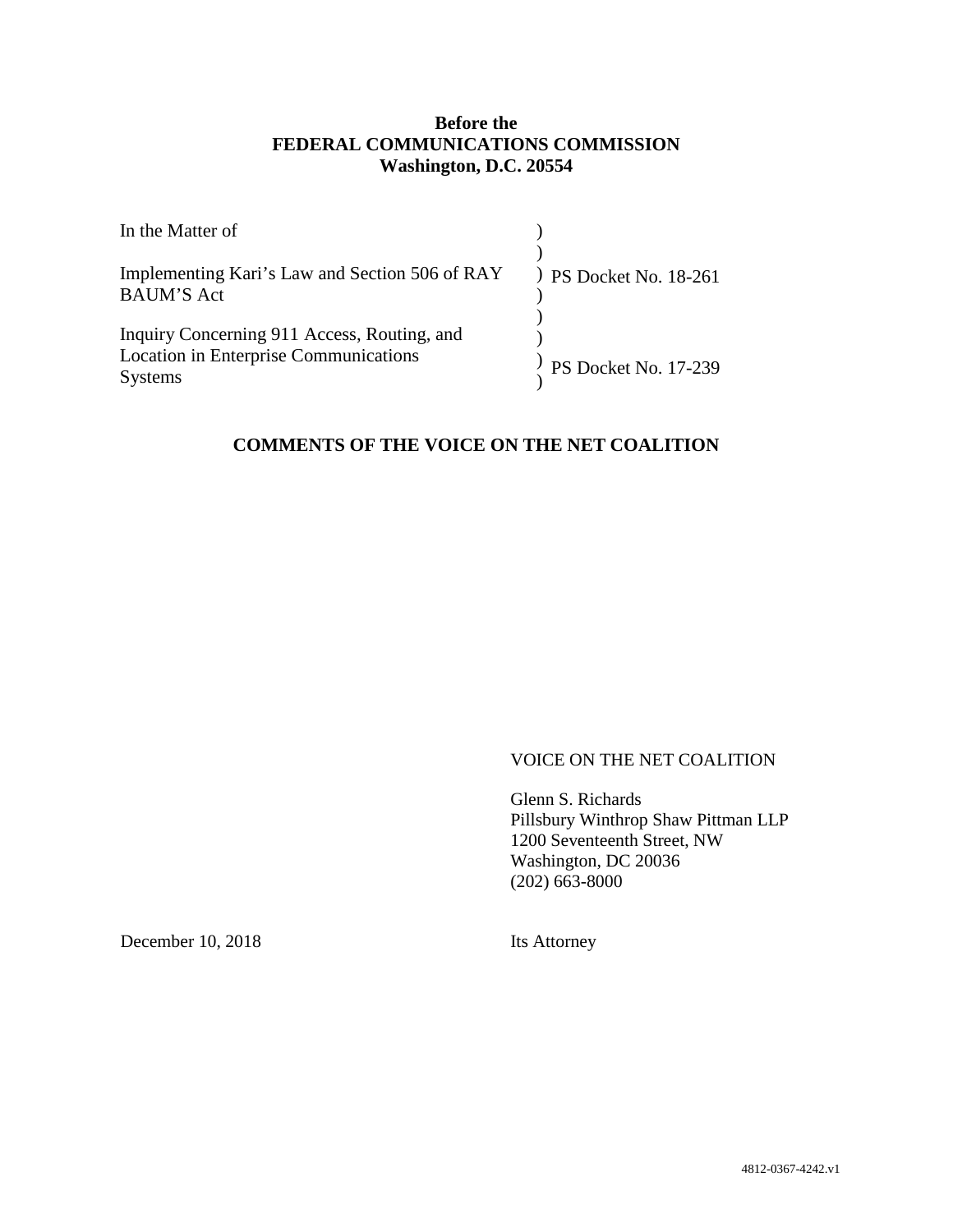**Before the**
**FEDERAL COMMUNICATIONS COMMISSION**
**Washington, D.C. 20554**

| | | |
|---|---|---|
| In the Matter of | ) | |
| | ) | |
| Implementing Kari's Law and Section 506 of RAY BAUM'S Act | ) | PS Docket No. 18-261 |
| | ) | |
| Inquiry Concerning 911 Access, Routing, and Location in Enterprise Communications Systems | ) | PS Docket No. 17-239 |
| | ) | |

**COMMENTS OF THE VOICE ON THE NET COALITION**

VOICE ON THE NET COALITION

Glenn S. Richards
Pillsbury Winthrop Shaw Pittman LLP
1200 Seventeenth Street, NW
Washington, DC 20036
(202) 663-8000

December 10, 2018

Its Attorney

4812-0367-4242.v1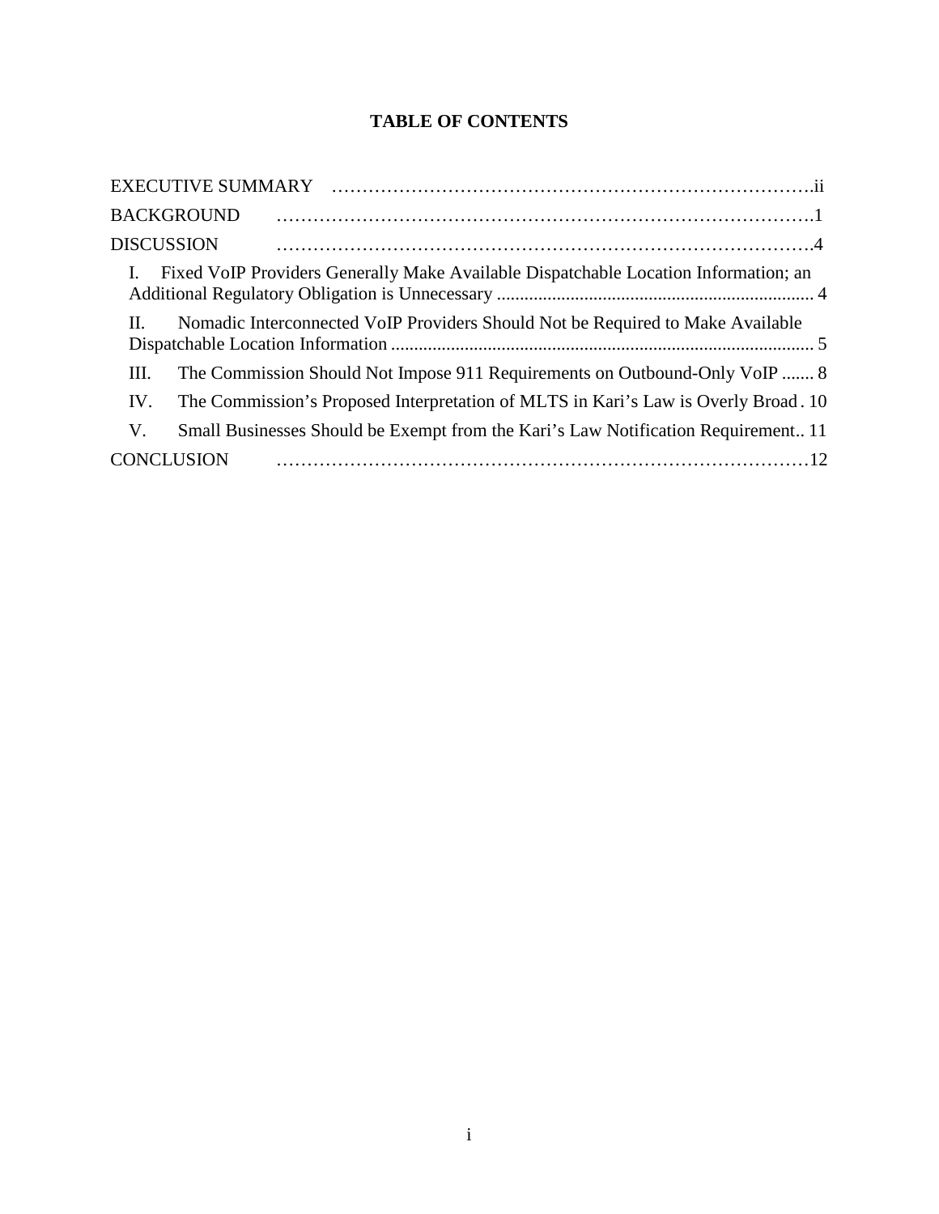# TABLE OF CONTENTS

EXECUTIVE SUMMARY ....................................................................ii

BACKGROUND ....................................................................1

DISCUSSION ....................................................................4

- I. Fixed VoIP Providers Generally Make Available Dispatchable Location Information; an Additional Regulatory Obligation is Unnecessary .................................... 4
- II. Nomadic Interconnected VoIP Providers Should Not be Required to Make Available Dispatchable Location Information .................................... 5
- III. The Commission Should Not Impose 911 Requirements on Outbound-Only VoIP ....... 8
- IV. The Commission's Proposed Interpretation of MLTS in Kari's Law is Overly Broad . 10
- V. Small Businesses Should be Exempt from the Kari's Law Notification Requirement.. 11

CONCLUSION ....................................................................12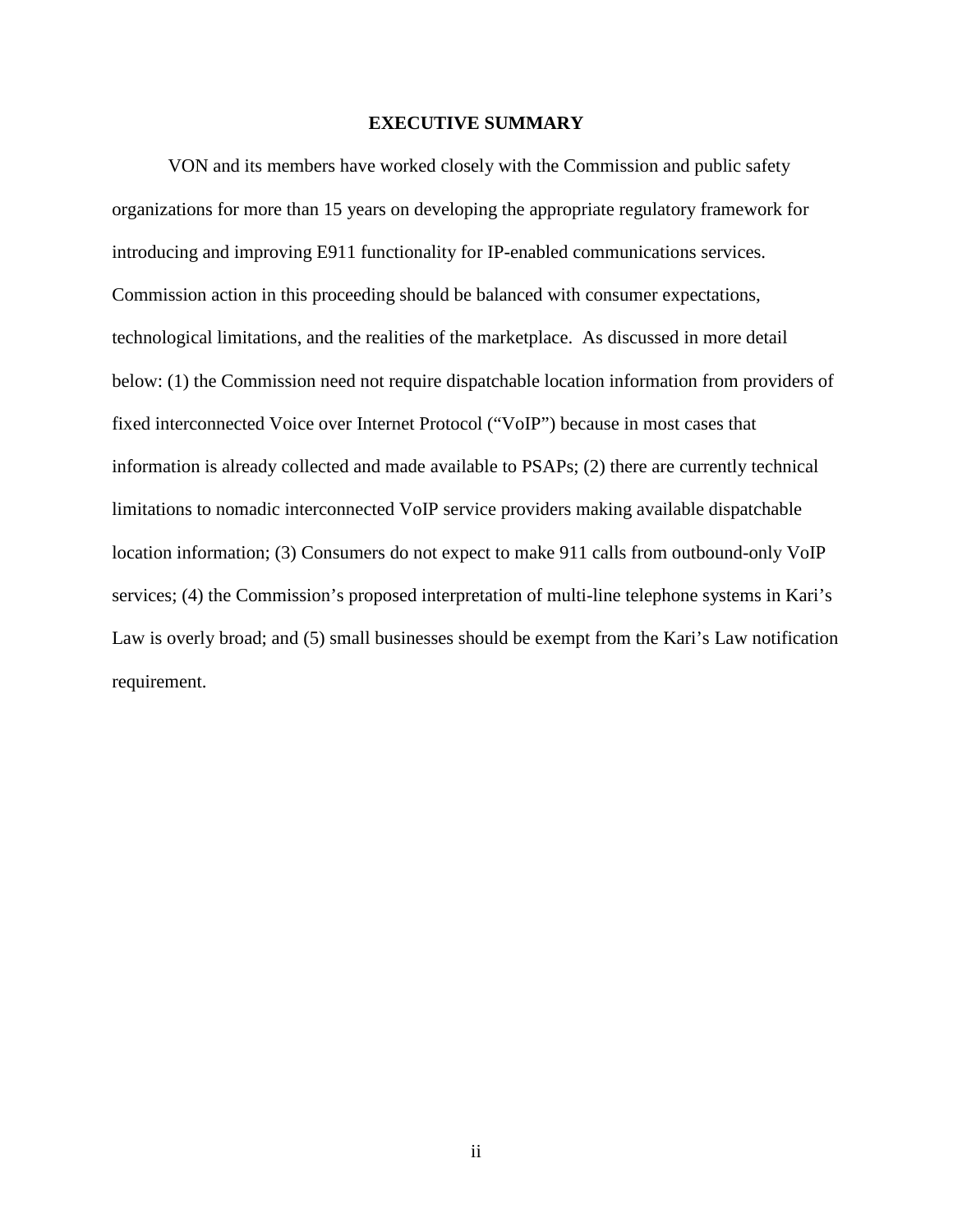## EXECUTIVE SUMMARY

VON and its members have worked closely with the Commission and public safety organizations for more than 15 years on developing the appropriate regulatory framework for introducing and improving E911 functionality for IP-enabled communications services. Commission action in this proceeding should be balanced with consumer expectations, technological limitations, and the realities of the marketplace. As discussed in more detail below: (1) the Commission need not require dispatchable location information from providers of fixed interconnected Voice over Internet Protocol ("VoIP") because in most cases that information is already collected and made available to PSAPs; (2) there are currently technical limitations to nomadic interconnected VoIP service providers making available dispatchable location information; (3) Consumers do not expect to make 911 calls from outbound-only VoIP services; (4) the Commission's proposed interpretation of multi-line telephone systems in Kari's Law is overly broad; and (5) small businesses should be exempt from the Kari's Law notification requirement.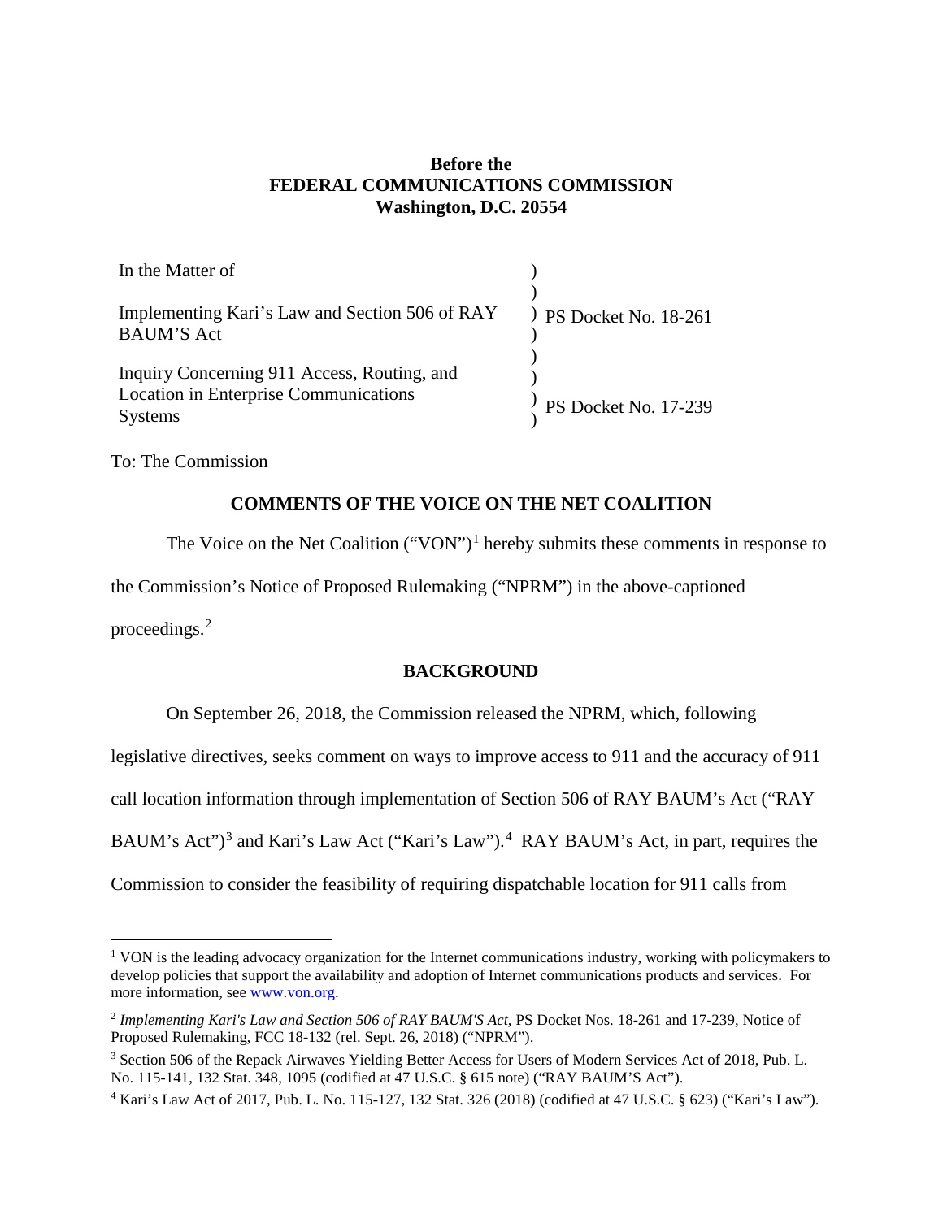**Before the**
**FEDERAL COMMUNICATIONS COMMISSION**
**Washington, D.C. 20554**

| | | |
|---|---|---|
| In the Matter of | ) | |
| | ) | |
| Implementing Kari's Law and Section 506 of RAY BAUM'S Act | ) | PS Docket No. 18-261 |
| | ) | |
| Inquiry Concerning 911 Access, Routing, and Location in Enterprise Communications Systems | ) | PS Docket No. 17-239 |

To: The Commission

## COMMENTS OF THE VOICE ON THE NET COALITION

The Voice on the Net Coalition ("VON")[1] hereby submits these comments in response to the Commission's Notice of Proposed Rulemaking ("NPRM") in the above-captioned proceedings.[2]

## BACKGROUND

On September 26, 2018, the Commission released the NPRM, which, following legislative directives, seeks comment on ways to improve access to 911 and the accuracy of 911 call location information through implementation of Section 506 of RAY BAUM's Act ("RAY BAUM's Act")[3] and Kari's Law Act ("Kari's Law").[4] RAY BAUM's Act, in part, requires the Commission to consider the feasibility of requiring dispatchable location for 911 calls from

---

[1] VON is the leading advocacy organization for the Internet communications industry, working with policymakers to develop policies that support the availability and adoption of Internet communications products and services. For more information, see www.von.org.

[2] *Implementing Kari's Law and Section 506 of RAY BAUM'S Act*, PS Docket Nos. 18-261 and 17-239, Notice of Proposed Rulemaking, FCC 18-132 (rel. Sept. 26, 2018) ("NPRM").

[3] Section 506 of the Repack Airwaves Yielding Better Access for Users of Modern Services Act of 2018, Pub. L. No. 115-141, 132 Stat. 348, 1095 (codified at 47 U.S.C. § 615 note) ("RAY BAUM'S Act").

[4] Kari's Law Act of 2017, Pub. L. No. 115-127, 132 Stat. 326 (2018) (codified at 47 U.S.C. § 623) ("Kari's Law").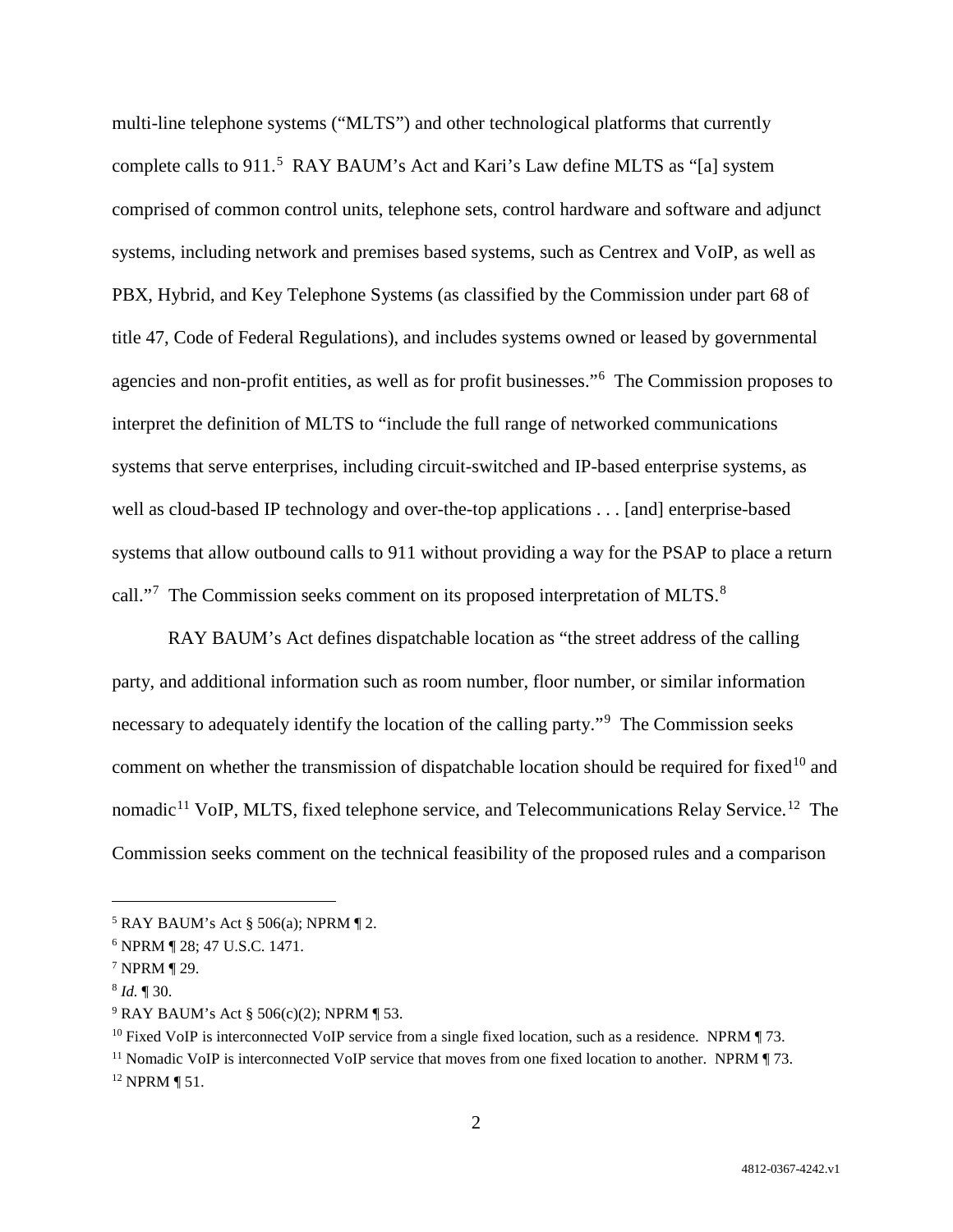multi-line telephone systems ("MLTS") and other technological platforms that currently complete calls to 911.[5] RAY BAUM's Act and Kari's Law define MLTS as "[a] system comprised of common control units, telephone sets, control hardware and software and adjunct systems, including network and premises based systems, such as Centrex and VoIP, as well as PBX, Hybrid, and Key Telephone Systems (as classified by the Commission under part 68 of title 47, Code of Federal Regulations), and includes systems owned or leased by governmental agencies and non-profit entities, as well as for profit businesses."[6] The Commission proposes to interpret the definition of MLTS to "include the full range of networked communications systems that serve enterprises, including circuit-switched and IP-based enterprise systems, as well as cloud-based IP technology and over-the-top applications . . . [and] enterprise-based systems that allow outbound calls to 911 without providing a way for the PSAP to place a return call."[7] The Commission seeks comment on its proposed interpretation of MLTS.[8]

RAY BAUM's Act defines dispatchable location as "the street address of the calling party, and additional information such as room number, floor number, or similar information necessary to adequately identify the location of the calling party."[9] The Commission seeks comment on whether the transmission of dispatchable location should be required for fixed[10] and nomadic[11] VoIP, MLTS, fixed telephone service, and Telecommunications Relay Service.[12] The Commission seeks comment on the technical feasibility of the proposed rules and a comparison

---

[5] RAY BAUM's Act § 506(a); NPRM ¶ 2.

[6] NPRM ¶ 28; 47 U.S.C. 1471.

[7] NPRM ¶ 29.

[8] *Id.* ¶ 30.

[9] RAY BAUM's Act § 506(c)(2); NPRM ¶ 53.

[10] Fixed VoIP is interconnected VoIP service from a single fixed location, such as a residence. NPRM ¶ 73.

[11] Nomadic VoIP is interconnected VoIP service that moves from one fixed location to another. NPRM ¶ 73.

[12] NPRM ¶ 51.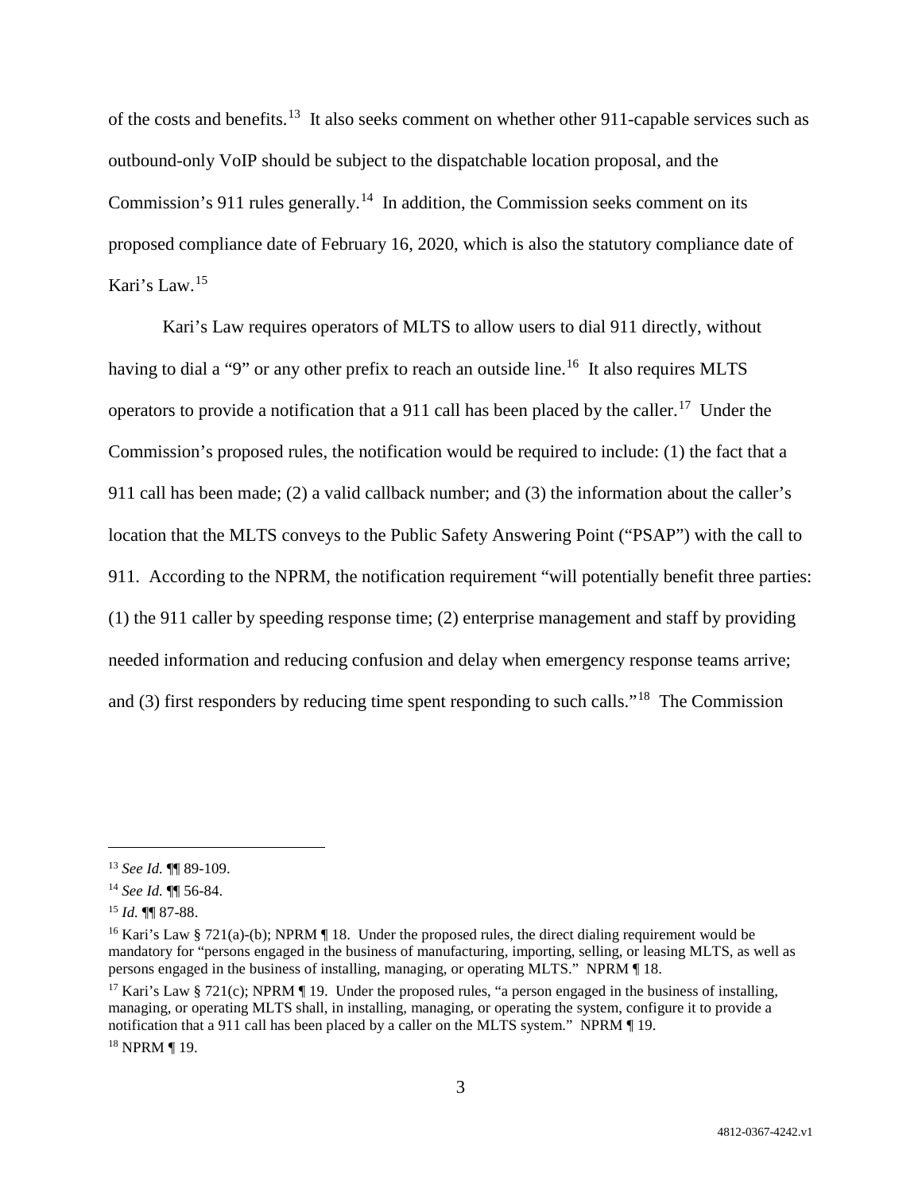of the costs and benefits.[13] It also seeks comment on whether other 911-capable services such as outbound-only VoIP should be subject to the dispatchable location proposal, and the Commission's 911 rules generally.[14] In addition, the Commission seeks comment on its proposed compliance date of February 16, 2020, which is also the statutory compliance date of Kari's Law.[15]

Kari's Law requires operators of MLTS to allow users to dial 911 directly, without having to dial a "9" or any other prefix to reach an outside line.[16] It also requires MLTS operators to provide a notification that a 911 call has been placed by the caller.[17] Under the Commission's proposed rules, the notification would be required to include: (1) the fact that a 911 call has been made; (2) a valid callback number; and (3) the information about the caller's location that the MLTS conveys to the Public Safety Answering Point ("PSAP") with the call to 911. According to the NPRM, the notification requirement "will potentially benefit three parties: (1) the 911 caller by speeding response time; (2) enterprise management and staff by providing needed information and reducing confusion and delay when emergency response teams arrive; and (3) first responders by reducing time spent responding to such calls."[18] The Commission

---

[13] *See Id.* ¶¶ 89-109.

[14] *See Id.* ¶¶ 56-84.

[15] *Id.* ¶¶ 87-88.

[16] Kari's Law § 721(a)-(b); NPRM ¶ 18. Under the proposed rules, the direct dialing requirement would be mandatory for "persons engaged in the business of manufacturing, importing, selling, or leasing MLTS, as well as persons engaged in the business of installing, managing, or operating MLTS." NPRM ¶ 18.

[17] Kari's Law § 721(c); NPRM ¶ 19. Under the proposed rules, "a person engaged in the business of installing, managing, or operating MLTS shall, in installing, managing, or operating the system, configure it to provide a notification that a 911 call has been placed by a caller on the MLTS system." NPRM ¶ 19.

[18] NPRM ¶ 19.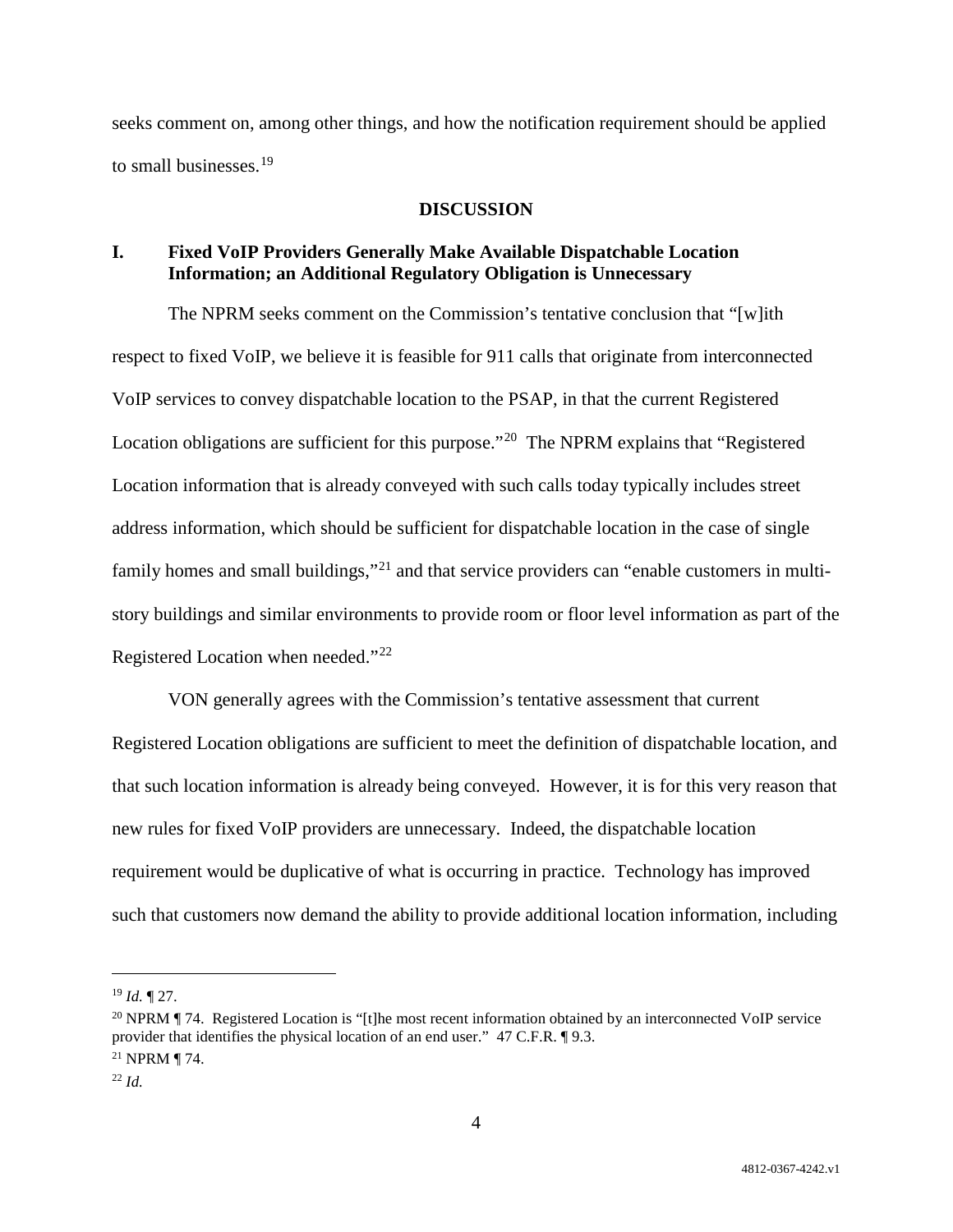seeks comment on, among other things, and how the notification requirement should be applied to small businesses.[19]

## DISCUSSION

### I. Fixed VoIP Providers Generally Make Available Dispatchable Location Information; an Additional Regulatory Obligation is Unnecessary

The NPRM seeks comment on the Commission's tentative conclusion that "[w]ith respect to fixed VoIP, we believe it is feasible for 911 calls that originate from interconnected VoIP services to convey dispatchable location to the PSAP, in that the current Registered Location obligations are sufficient for this purpose."[20] The NPRM explains that "Registered Location information that is already conveyed with such calls today typically includes street address information, which should be sufficient for dispatchable location in the case of single family homes and small buildings,"[21] and that service providers can "enable customers in multi-story buildings and similar environments to provide room or floor level information as part of the Registered Location when needed."[22]

VON generally agrees with the Commission's tentative assessment that current Registered Location obligations are sufficient to meet the definition of dispatchable location, and that such location information is already being conveyed. However, it is for this very reason that new rules for fixed VoIP providers are unnecessary. Indeed, the dispatchable location requirement would be duplicative of what is occurring in practice. Technology has improved such that customers now demand the ability to provide additional location information, including

---

[19] *Id.* ¶ 27.

[20] NPRM ¶ 74. Registered Location is "[t]he most recent information obtained by an interconnected VoIP service provider that identifies the physical location of an end user." 47 C.F.R. ¶ 9.3.

[21] NPRM ¶ 74.

[22] *Id.*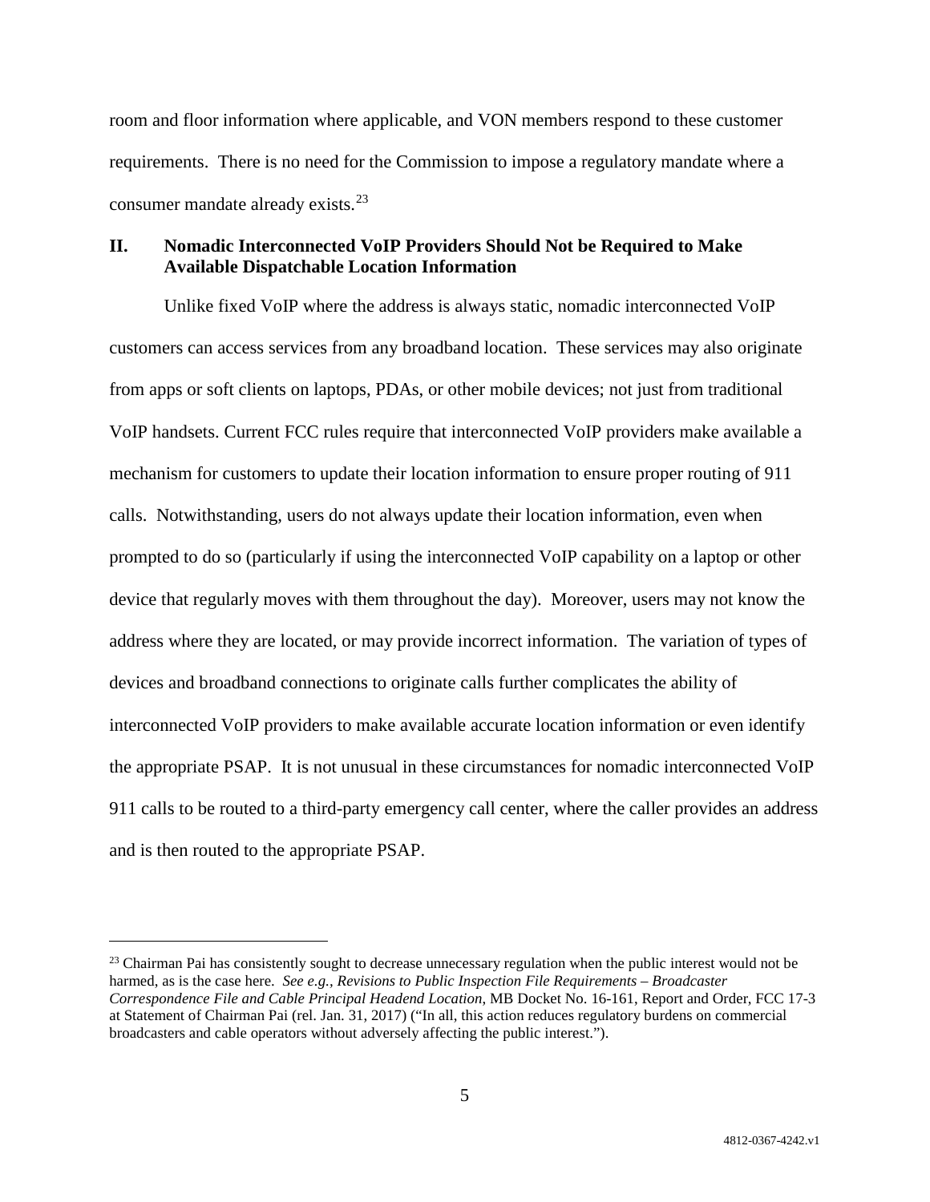room and floor information where applicable, and VON members respond to these customer requirements. There is no need for the Commission to impose a regulatory mandate where a consumer mandate already exists.[23]

## II. Nomadic Interconnected VoIP Providers Should Not be Required to Make Available Dispatchable Location Information

Unlike fixed VoIP where the address is always static, nomadic interconnected VoIP customers can access services from any broadband location. These services may also originate from apps or soft clients on laptops, PDAs, or other mobile devices; not just from traditional VoIP handsets. Current FCC rules require that interconnected VoIP providers make available a mechanism for customers to update their location information to ensure proper routing of 911 calls. Notwithstanding, users do not always update their location information, even when prompted to do so (particularly if using the interconnected VoIP capability on a laptop or other device that regularly moves with them throughout the day). Moreover, users may not know the address where they are located, or may provide incorrect information. The variation of types of devices and broadband connections to originate calls further complicates the ability of interconnected VoIP providers to make available accurate location information or even identify the appropriate PSAP. It is not unusual in these circumstances for nomadic interconnected VoIP 911 calls to be routed to a third-party emergency call center, where the caller provides an address and is then routed to the appropriate PSAP.

---

[23] Chairman Pai has consistently sought to decrease unnecessary regulation when the public interest would not be harmed, as is the case here. *See e.g., Revisions to Public Inspection File Requirements – Broadcaster Correspondence File and Cable Principal Headend Location*, MB Docket No. 16-161, Report and Order, FCC 17-3 at Statement of Chairman Pai (rel. Jan. 31, 2017) ("In all, this action reduces regulatory burdens on commercial broadcasters and cable operators without adversely affecting the public interest.").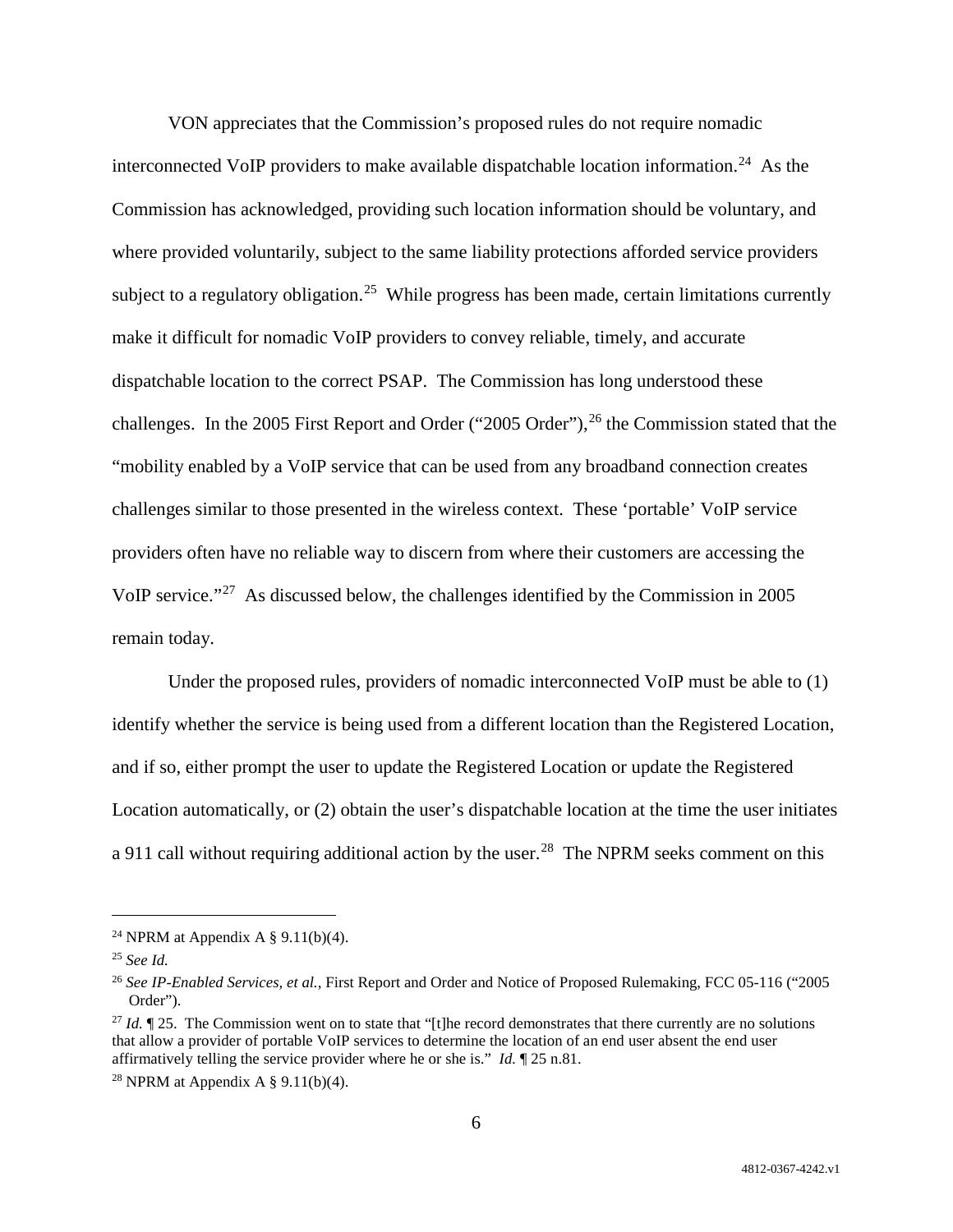VON appreciates that the Commission's proposed rules do not require nomadic interconnected VoIP providers to make available dispatchable location information.[24] As the Commission has acknowledged, providing such location information should be voluntary, and where provided voluntarily, subject to the same liability protections afforded service providers subject to a regulatory obligation.[25] While progress has been made, certain limitations currently make it difficult for nomadic VoIP providers to convey reliable, timely, and accurate dispatchable location to the correct PSAP. The Commission has long understood these challenges. In the 2005 First Report and Order ("2005 Order"),[26] the Commission stated that the "mobility enabled by a VoIP service that can be used from any broadband connection creates challenges similar to those presented in the wireless context. These 'portable' VoIP service providers often have no reliable way to discern from where their customers are accessing the VoIP service."[27] As discussed below, the challenges identified by the Commission in 2005 remain today.

Under the proposed rules, providers of nomadic interconnected VoIP must be able to (1) identify whether the service is being used from a different location than the Registered Location, and if so, either prompt the user to update the Registered Location or update the Registered Location automatically, or (2) obtain the user's dispatchable location at the time the user initiates a 911 call without requiring additional action by the user.[28] The NPRM seeks comment on this

---

[24] NPRM at Appendix A § 9.11(b)(4).

[25] *See Id.*

[26] *See IP-Enabled Services, et al.*, First Report and Order and Notice of Proposed Rulemaking, FCC 05-116 ("2005 Order").

[27] *Id.* ¶ 25. The Commission went on to state that "[t]he record demonstrates that there currently are no solutions that allow a provider of portable VoIP services to determine the location of an end user absent the end user affirmatively telling the service provider where he or she is." *Id.* ¶ 25 n.81.

[28] NPRM at Appendix A § 9.11(b)(4).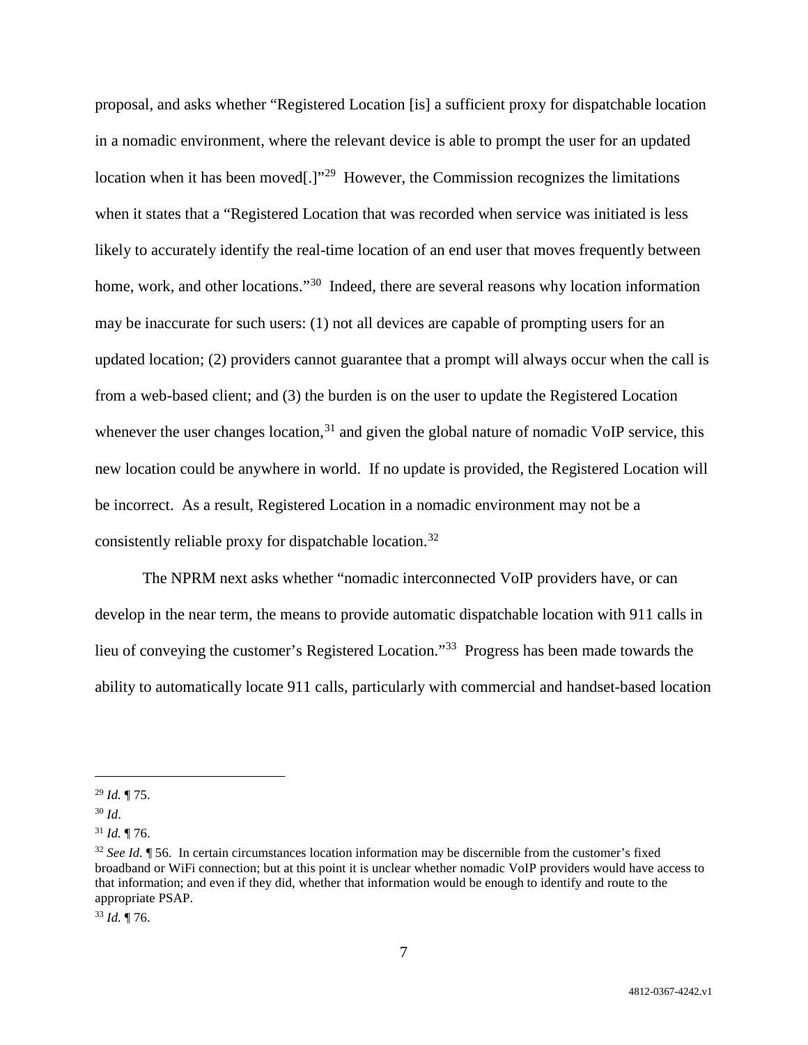proposal, and asks whether "Registered Location [is] a sufficient proxy for dispatchable location in a nomadic environment, where the relevant device is able to prompt the user for an updated location when it has been moved[.]"[29] However, the Commission recognizes the limitations when it states that a "Registered Location that was recorded when service was initiated is less likely to accurately identify the real-time location of an end user that moves frequently between home, work, and other locations."[30] Indeed, there are several reasons why location information may be inaccurate for such users: (1) not all devices are capable of prompting users for an updated location; (2) providers cannot guarantee that a prompt will always occur when the call is from a web-based client; and (3) the burden is on the user to update the Registered Location whenever the user changes location,[31] and given the global nature of nomadic VoIP service, this new location could be anywhere in world. If no update is provided, the Registered Location will be incorrect. As a result, Registered Location in a nomadic environment may not be a consistently reliable proxy for dispatchable location.[32]

The NPRM next asks whether "nomadic interconnected VoIP providers have, or can develop in the near term, the means to provide automatic dispatchable location with 911 calls in lieu of conveying the customer's Registered Location."[33] Progress has been made towards the ability to automatically locate 911 calls, particularly with commercial and handset-based location

---

[29] *Id.* ¶ 75.

[30] *Id*.

[31] *Id.* ¶ 76.

[32] *See Id.* ¶ 56. In certain circumstances location information may be discernible from the customer's fixed broadband or WiFi connection; but at this point it is unclear whether nomadic VoIP providers would have access to that information; and even if they did, whether that information would be enough to identify and route to the appropriate PSAP.

[33] *Id.* ¶ 76.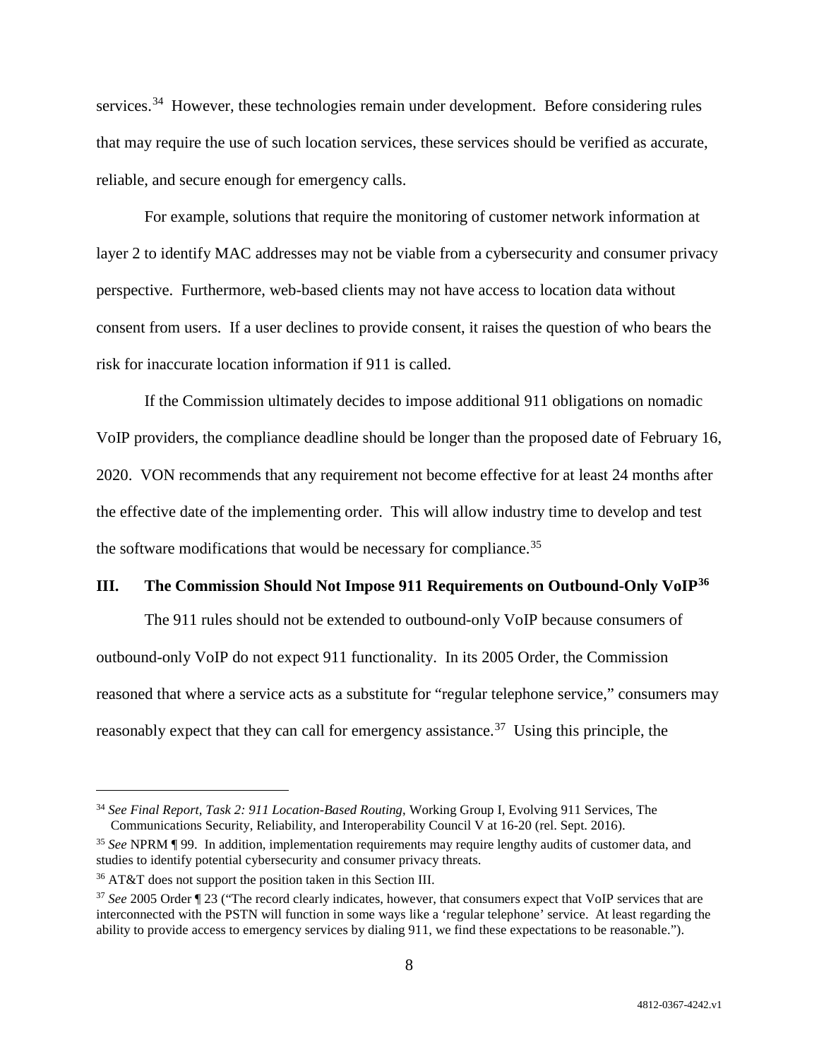services.[34] However, these technologies remain under development. Before considering rules that may require the use of such location services, these services should be verified as accurate, reliable, and secure enough for emergency calls.

For example, solutions that require the monitoring of customer network information at layer 2 to identify MAC addresses may not be viable from a cybersecurity and consumer privacy perspective. Furthermore, web-based clients may not have access to location data without consent from users. If a user declines to provide consent, it raises the question of who bears the risk for inaccurate location information if 911 is called.

If the Commission ultimately decides to impose additional 911 obligations on nomadic VoIP providers, the compliance deadline should be longer than the proposed date of February 16, 2020. VON recommends that any requirement not become effective for at least 24 months after the effective date of the implementing order. This will allow industry time to develop and test the software modifications that would be necessary for compliance.[35]

## III. The Commission Should Not Impose 911 Requirements on Outbound-Only VoIP[36]

The 911 rules should not be extended to outbound-only VoIP because consumers of outbound-only VoIP do not expect 911 functionality. In its 2005 Order, the Commission reasoned that where a service acts as a substitute for "regular telephone service," consumers may reasonably expect that they can call for emergency assistance.[37] Using this principle, the

---

[34] *See Final Report, Task 2: 911 Location-Based Routing*, Working Group I, Evolving 911 Services, The Communications Security, Reliability, and Interoperability Council V at 16-20 (rel. Sept. 2016).

[35] *See* NPRM ¶ 99. In addition, implementation requirements may require lengthy audits of customer data, and studies to identify potential cybersecurity and consumer privacy threats.

[36] AT&T does not support the position taken in this Section III.

[37] *See* 2005 Order ¶ 23 ("The record clearly indicates, however, that consumers expect that VoIP services that are interconnected with the PSTN will function in some ways like a 'regular telephone' service. At least regarding the ability to provide access to emergency services by dialing 911, we find these expectations to be reasonable.").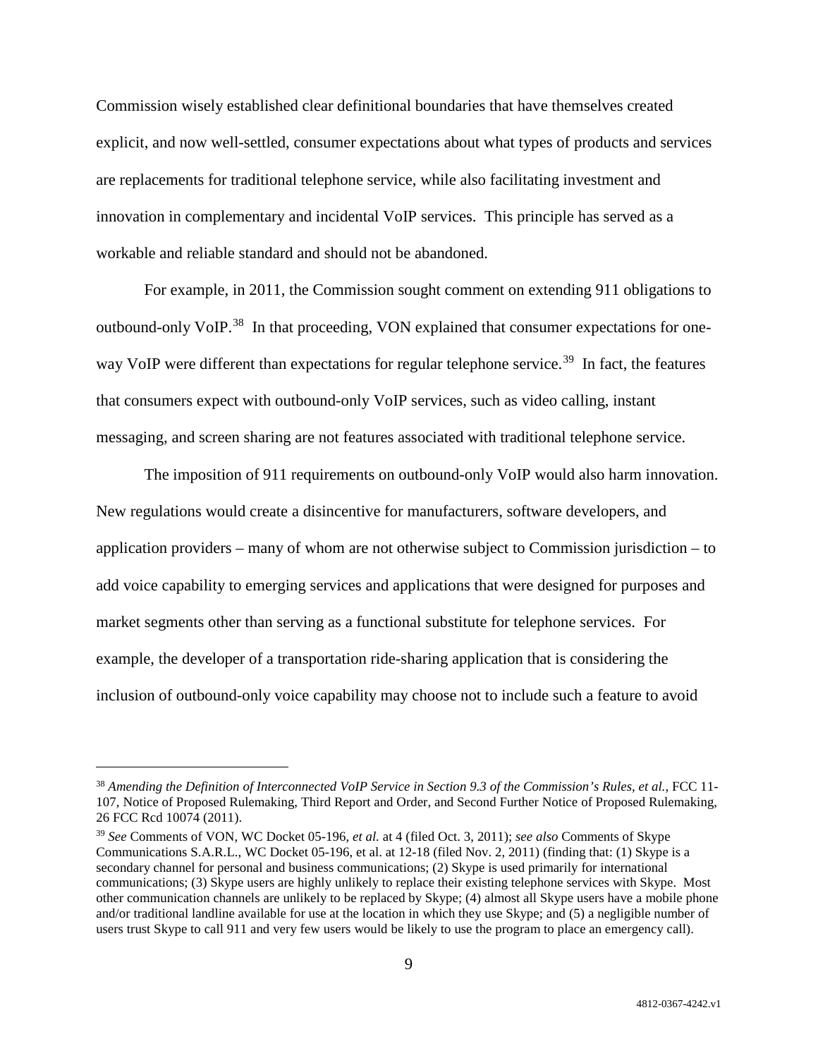Commission wisely established clear definitional boundaries that have themselves created explicit, and now well-settled, consumer expectations about what types of products and services are replacements for traditional telephone service, while also facilitating investment and innovation in complementary and incidental VoIP services. This principle has served as a workable and reliable standard and should not be abandoned.

For example, in 2011, the Commission sought comment on extending 911 obligations to outbound-only VoIP.[38] In that proceeding, VON explained that consumer expectations for one-way VoIP were different than expectations for regular telephone service.[39] In fact, the features that consumers expect with outbound-only VoIP services, such as video calling, instant messaging, and screen sharing are not features associated with traditional telephone service.

The imposition of 911 requirements on outbound-only VoIP would also harm innovation. New regulations would create a disincentive for manufacturers, software developers, and application providers – many of whom are not otherwise subject to Commission jurisdiction – to add voice capability to emerging services and applications that were designed for purposes and market segments other than serving as a functional substitute for telephone services. For example, the developer of a transportation ride-sharing application that is considering the inclusion of outbound-only voice capability may choose not to include such a feature to avoid

---

[38] *Amending the Definition of Interconnected VoIP Service in Section 9.3 of the Commission's Rules, et al.*, FCC 11-107, Notice of Proposed Rulemaking, Third Report and Order, and Second Further Notice of Proposed Rulemaking, 26 FCC Rcd 10074 (2011).

[39] *See* Comments of VON, WC Docket 05-196, *et al.* at 4 (filed Oct. 3, 2011); *see also* Comments of Skype Communications S.A.R.L., WC Docket 05-196, et al. at 12-18 (filed Nov. 2, 2011) (finding that: (1) Skype is a secondary channel for personal and business communications; (2) Skype is used primarily for international communications; (3) Skype users are highly unlikely to replace their existing telephone services with Skype. Most other communication channels are unlikely to be replaced by Skype; (4) almost all Skype users have a mobile phone and/or traditional landline available for use at the location in which they use Skype; and (5) a negligible number of users trust Skype to call 911 and very few users would be likely to use the program to place an emergency call).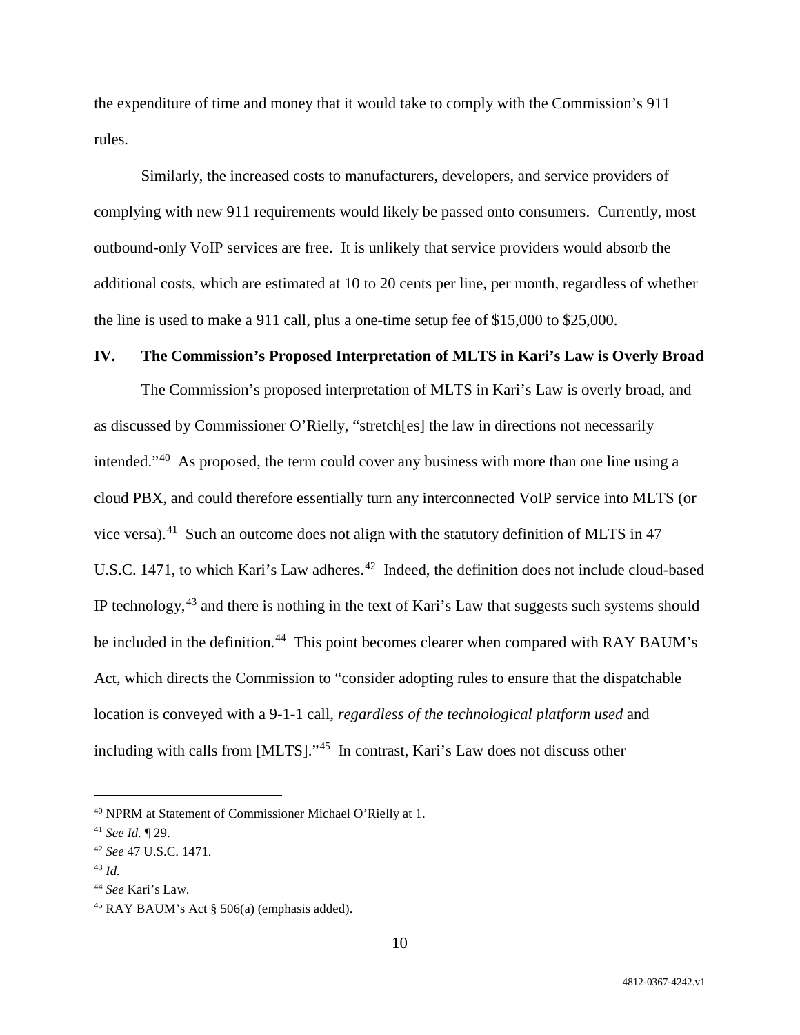the expenditure of time and money that it would take to comply with the Commission's 911 rules.

Similarly, the increased costs to manufacturers, developers, and service providers of complying with new 911 requirements would likely be passed onto consumers. Currently, most outbound-only VoIP services are free. It is unlikely that service providers would absorb the additional costs, which are estimated at 10 to 20 cents per line, per month, regardless of whether the line is used to make a 911 call, plus a one-time setup fee of $15,000 to $25,000.

## IV. The Commission's Proposed Interpretation of MLTS in Kari's Law is Overly Broad

The Commission's proposed interpretation of MLTS in Kari's Law is overly broad, and as discussed by Commissioner O'Rielly, "stretch[es] the law in directions not necessarily intended."[40] As proposed, the term could cover any business with more than one line using a cloud PBX, and could therefore essentially turn any interconnected VoIP service into MLTS (or vice versa).[41] Such an outcome does not align with the statutory definition of MLTS in 47 U.S.C. 1471, to which Kari's Law adheres.[42] Indeed, the definition does not include cloud-based IP technology,[43] and there is nothing in the text of Kari's Law that suggests such systems should be included in the definition.[44] This point becomes clearer when compared with RAY BAUM's Act, which directs the Commission to "consider adopting rules to ensure that the dispatchable location is conveyed with a 9-1-1 call, *regardless of the technological platform used* and including with calls from [MLTS]."[45] In contrast, Kari's Law does not discuss other

---

[40] NPRM at Statement of Commissioner Michael O'Rielly at 1.

[41] *See Id.* ¶ 29.

[42] *See* 47 U.S.C. 1471.

[43] *Id.*

[44] *See* Kari's Law.

[45] RAY BAUM's Act § 506(a) (emphasis added).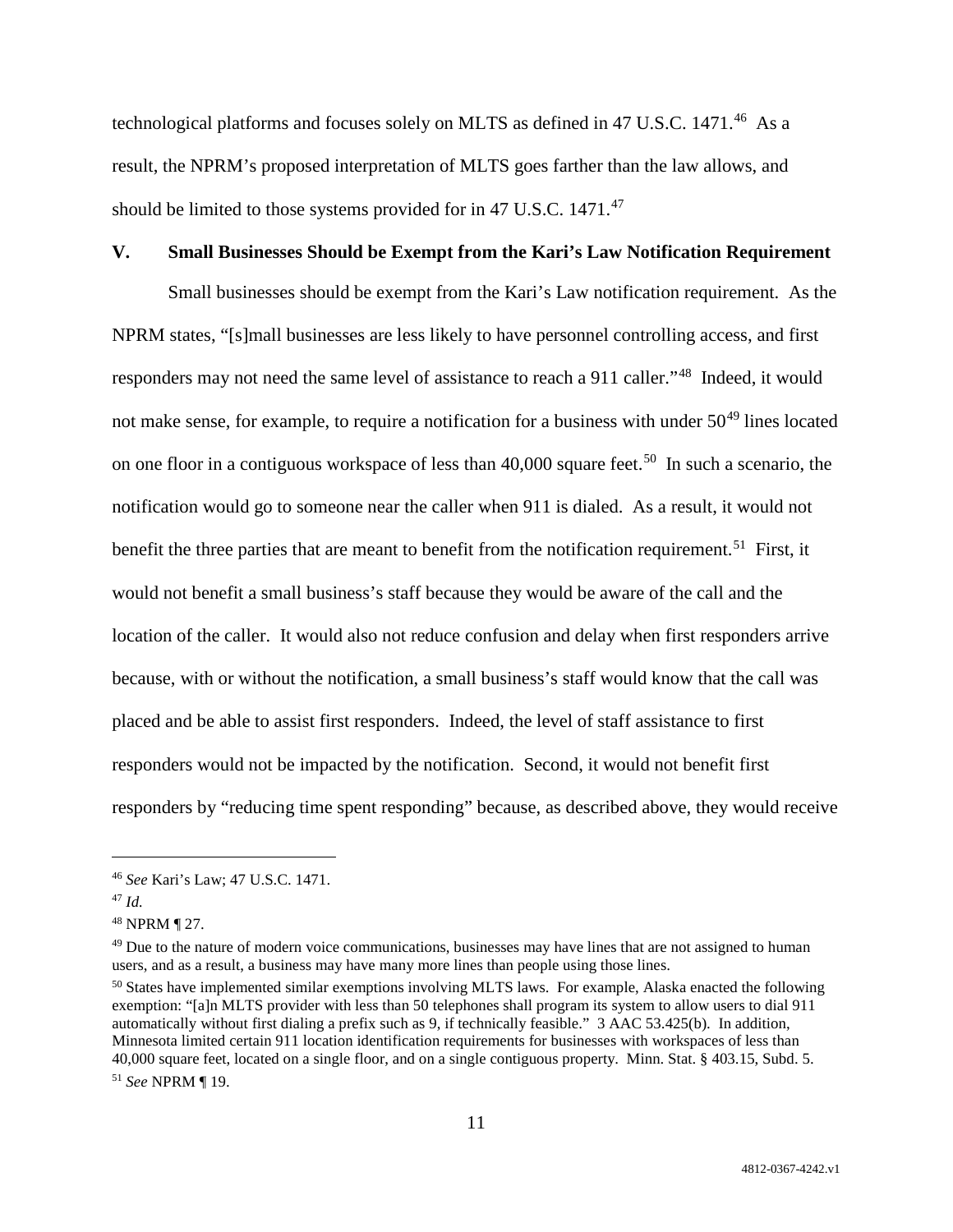technological platforms and focuses solely on MLTS as defined in 47 U.S.C. 1471.[46] As a result, the NPRM's proposed interpretation of MLTS goes farther than the law allows, and should be limited to those systems provided for in 47 U.S.C. 1471.[47]

## V. Small Businesses Should be Exempt from the Kari's Law Notification Requirement

Small businesses should be exempt from the Kari's Law notification requirement. As the NPRM states, "[s]mall businesses are less likely to have personnel controlling access, and first responders may not need the same level of assistance to reach a 911 caller."[48] Indeed, it would not make sense, for example, to require a notification for a business with under 50[49] lines located on one floor in a contiguous workspace of less than 40,000 square feet.[50] In such a scenario, the notification would go to someone near the caller when 911 is dialed. As a result, it would not benefit the three parties that are meant to benefit from the notification requirement.[51] First, it would not benefit a small business's staff because they would be aware of the call and the location of the caller. It would also not reduce confusion and delay when first responders arrive because, with or without the notification, a small business's staff would know that the call was placed and be able to assist first responders. Indeed, the level of staff assistance to first responders would not be impacted by the notification. Second, it would not benefit first responders by "reducing time spent responding" because, as described above, they would receive

---

[46] *See* Kari's Law; 47 U.S.C. 1471.

[47] *Id.*

[48] NPRM ¶ 27.

[49] Due to the nature of modern voice communications, businesses may have lines that are not assigned to human users, and as a result, a business may have many more lines than people using those lines.

[50] States have implemented similar exemptions involving MLTS laws. For example, Alaska enacted the following exemption: "[a]n MLTS provider with less than 50 telephones shall program its system to allow users to dial 911 automatically without first dialing a prefix such as 9, if technically feasible." 3 AAC 53.425(b). In addition, Minnesota limited certain 911 location identification requirements for businesses with workspaces of less than 40,000 square feet, located on a single floor, and on a single contiguous property. Minn. Stat. § 403.15, Subd. 5.

[51] *See* NPRM ¶ 19.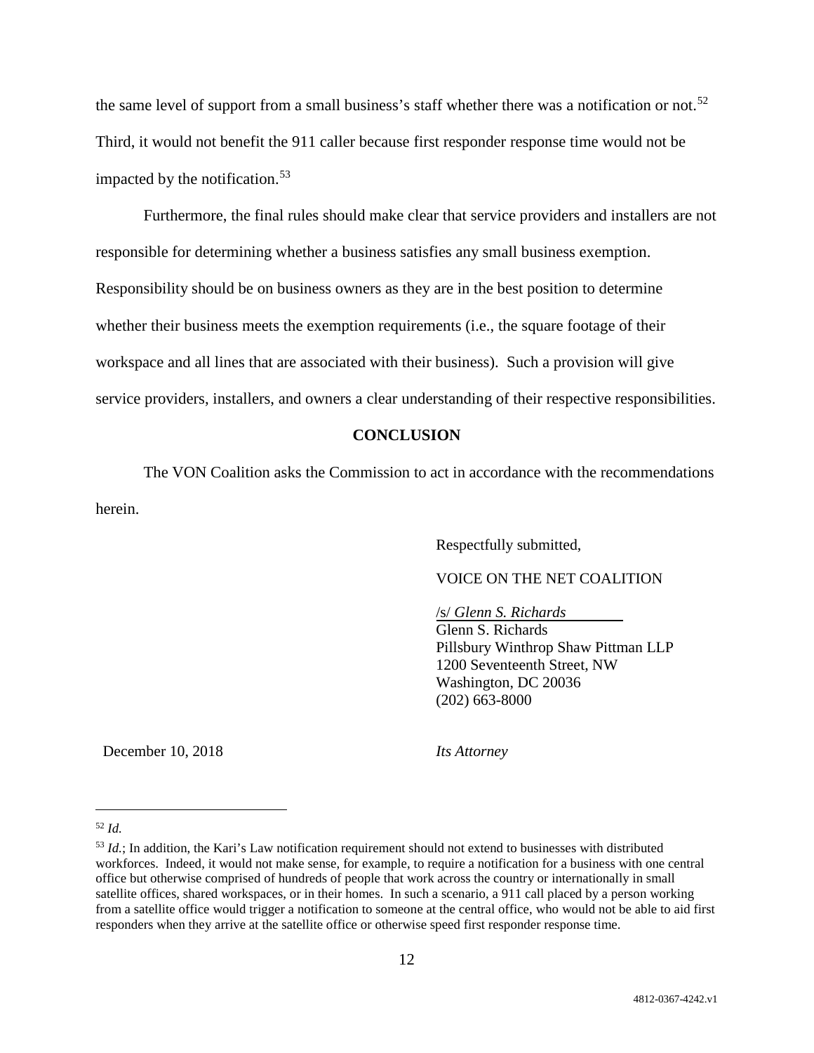the same level of support from a small business's staff whether there was a notification or not.[52] Third, it would not benefit the 911 caller because first responder response time would not be impacted by the notification.[53]

Furthermore, the final rules should make clear that service providers and installers are not responsible for determining whether a business satisfies any small business exemption. Responsibility should be on business owners as they are in the best position to determine whether their business meets the exemption requirements (i.e., the square footage of their workspace and all lines that are associated with their business). Such a provision will give service providers, installers, and owners a clear understanding of their respective responsibilities.

**CONCLUSION**

The VON Coalition asks the Commission to act in accordance with the recommendations herein.

Respectfully submitted,

VOICE ON THE NET COALITION

/s/ *Glenn S. Richards*
Glenn S. Richards
Pillsbury Winthrop Shaw Pittman LLP
1200 Seventeenth Street, NW
Washington, DC 20036
(202) 663-8000

December 10, 2018

*Its Attorney*

---

[52] *Id.*

[53] *Id.*; In addition, the Kari's Law notification requirement should not extend to businesses with distributed workforces. Indeed, it would not make sense, for example, to require a notification for a business with one central office but otherwise comprised of hundreds of people that work across the country or internationally in small satellite offices, shared workspaces, or in their homes. In such a scenario, a 911 call placed by a person working from a satellite office would trigger a notification to someone at the central office, who would not be able to aid first responders when they arrive at the satellite office or otherwise speed first responder response time.